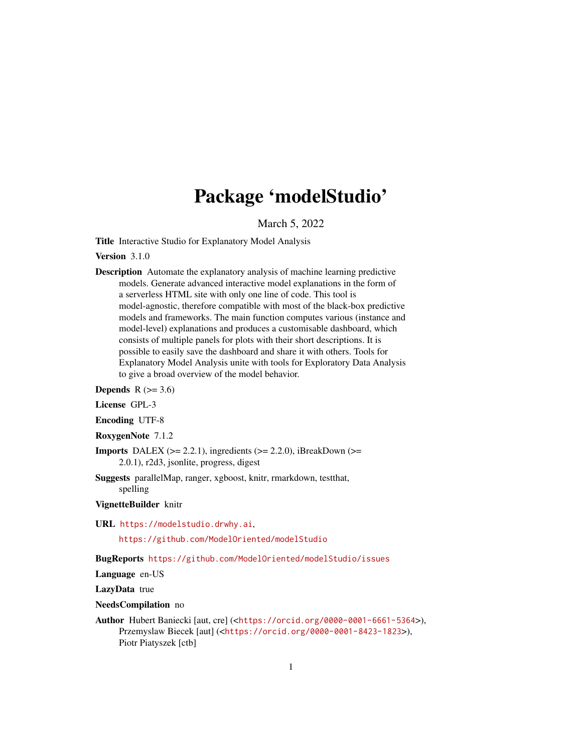# Package 'modelStudio'

March 5, 2022

**Title** Interactive Studio for Explanatory Model Analysis

**Version** 3.1.0

**Description** Automate the explanatory analysis of machine learning predictive models. Generate advanced interactive model explanations in the form of a serverless HTML site with only one line of code. This tool is model-agnostic, therefore compatible with most of the black-box predictive models and frameworks. The main function computes various (instance and model-level) explanations and produces a customisable dashboard, which consists of multiple panels for plots with their short descriptions. It is possible to easily save the dashboard and share it with others. Tools for Explanatory Model Analysis unite with tools for Exploratory Data Analysis to give a broad overview of the model behavior.

**Depends** R (>= 3.6)

**License** GPL-3

**Encoding** UTF-8

**RoxygenNote** 7.1.2

**Imports** DALEX (>= 2.2.1), ingredients (>= 2.2.0), iBreakDown (>= 2.0.1), r2d3, jsonlite, progress, digest

**Suggests** parallelMap, ranger, xgboost, knitr, rmarkdown, testthat, spelling

**VignetteBuilder** knitr

**URL** https://modelstudio.drwhy.ai,

https://github.com/ModelOriented/modelStudio

**BugReports** https://github.com/ModelOriented/modelStudio/issues

**Language** en-US

**LazyData** true

**NeedsCompilation** no

**Author** Hubert Baniecki [aut, cre] (<https://orcid.org/0000-0001-6661-5364>), Przemyslaw Biecek [aut] (<https://orcid.org/0000-0001-8423-1823>), Piotr Piatyszek [ctb]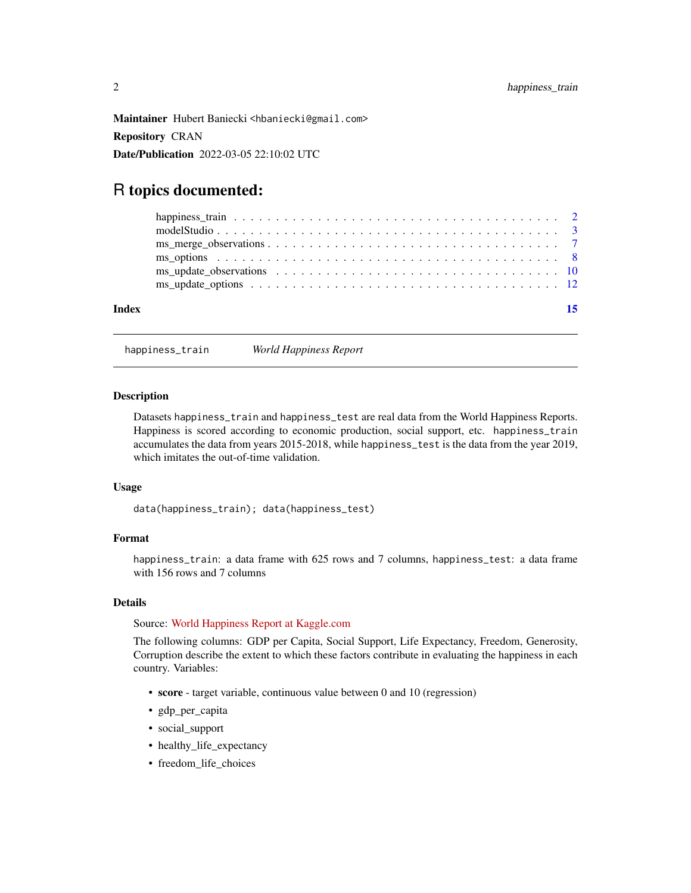**Maintainer** Hubert Baniecki <hbaniecki@gmail.com>

**Repository** CRAN

**Date/Publication** 2022-03-05 22:10:02 UTC

# R topics documented:

- happiness_train . . . . . . . . . . . . . . . . . . . . . . . . . . . . . . . . . . . . . 2
- modelStudio . . . . . . . . . . . . . . . . . . . . . . . . . . . . . . . . . . . . . . . . 3
- ms_merge_observations . . . . . . . . . . . . . . . . . . . . . . . . . . . . . . . . . 7
- ms_options . . . . . . . . . . . . . . . . . . . . . . . . . . . . . . . . . . . . . . . . 8
- ms_update_observations . . . . . . . . . . . . . . . . . . . . . . . . . . . . . . . . 10
- ms_update_options . . . . . . . . . . . . . . . . . . . . . . . . . . . . . . . . . . . 12

**Index** 15

---

## happiness_train — *World Happiness Report*

### Description

Datasets `happiness_train` and `happiness_test` are real data from the World Happiness Reports. Happiness is scored according to economic production, social support, etc. `happiness_train` accumulates the data from years 2015-2018, while `happiness_test` is the data from the year 2019, which imitates the out-of-time validation.

### Usage

```
data(happiness_train); data(happiness_test)
```

### Format

`happiness_train`: a data frame with 625 rows and 7 columns, `happiness_test`: a data frame with 156 rows and 7 columns

### Details

Source: World Happiness Report at Kaggle.com

The following columns: GDP per Capita, Social Support, Life Expectancy, Freedom, Generosity, Corruption describe the extent to which these factors contribute in evaluating the happiness in each country. Variables:

- **score** - target variable, continuous value between 0 and 10 (regression)
- gdp_per_capita
- social_support
- healthy_life_expectancy
- freedom_life_choices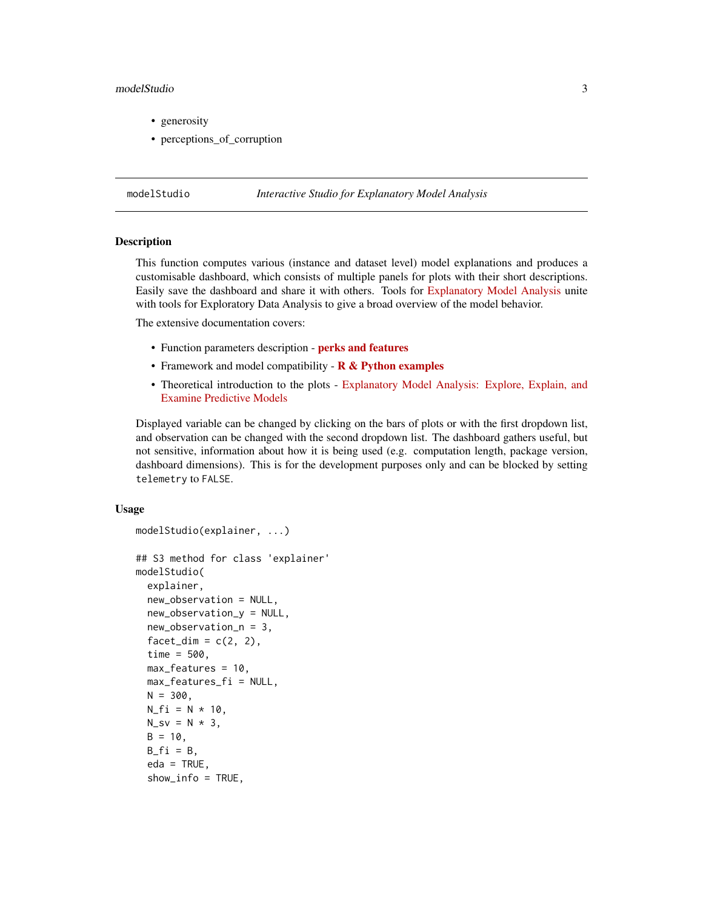- generosity
- perceptions_of_corruption

## modelStudio — *Interactive Studio for Explanatory Model Analysis*

### Description

This function computes various (instance and dataset level) model explanations and produces a customisable dashboard, which consists of multiple panels for plots with their short descriptions. Easily save the dashboard and share it with others. Tools for Explanatory Model Analysis unite with tools for Exploratory Data Analysis to give a broad overview of the model behavior.

The extensive documentation covers:

- Function parameters description - **perks and features**
- Framework and model compatibility - **R & Python examples**
- Theoretical introduction to the plots - Explanatory Model Analysis: Explore, Explain, and Examine Predictive Models

Displayed variable can be changed by clicking on the bars of plots or with the first dropdown list, and observation can be changed with the second dropdown list. The dashboard gathers useful, but not sensitive, information about how it is being used (e.g. computation length, package version, dashboard dimensions). This is for the development purposes only and can be blocked by setting `telemetry` to `FALSE`.

### Usage

```
modelStudio(explainer, ...)

## S3 method for class 'explainer'
modelStudio(
  explainer,
  new_observation = NULL,
  new_observation_y = NULL,
  new_observation_n = 3,
  facet_dim = c(2, 2),
  time = 500,
  max_features = 10,
  max_features_fi = NULL,
  N = 300,
  N_fi = N * 10,
  N_sv = N * 3,
  B = 10,
  B_fi = B,
  eda = TRUE,
  show_info = TRUE,
```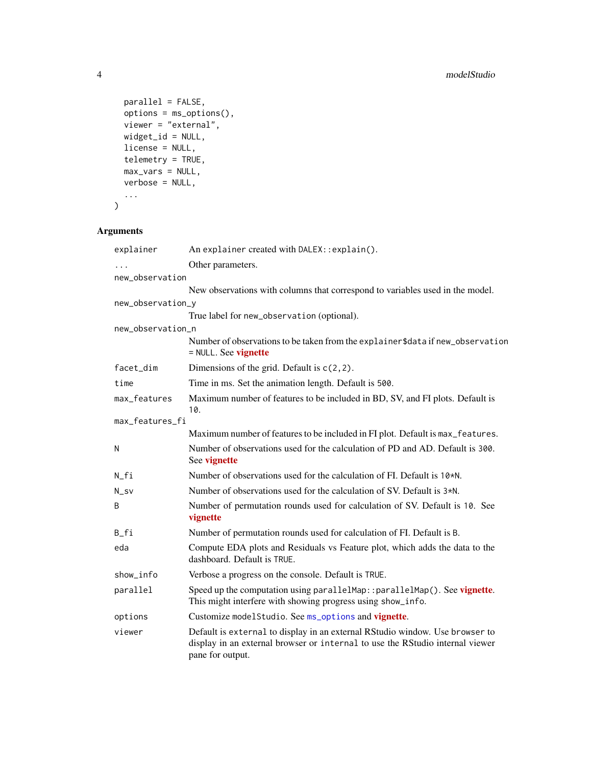```
  parallel = FALSE,
  options = ms_options(),
  viewer = "external",
  widget_id = NULL,
  license = NULL,
  telemetry = TRUE,
  max_vars = NULL,
  verbose = NULL,
  ...
)
```

## Arguments

| | |
|---|---|
| `explainer` | An `explainer` created with `DALEX::explain()`. |
| `...` | Other parameters. |
| `new_observation` | New observations with columns that correspond to variables used in the model. |
| `new_observation_y` | True label for `new_observation` (optional). |
| `new_observation_n` | Number of observations to be taken from the `explainer$data` if `new_observation = NULL`. See **vignette** |
| `facet_dim` | Dimensions of the grid. Default is `c(2,2)`. |
| `time` | Time in ms. Set the animation length. Default is `500`. |
| `max_features` | Maximum number of features to be included in BD, SV, and FI plots. Default is `10`. |
| `max_features_fi` | Maximum number of features to be included in FI plot. Default is `max_features`. |
| `N` | Number of observations used for the calculation of PD and AD. Default is `300`. See **vignette** |
| `N_fi` | Number of observations used for the calculation of FI. Default is `10*N`. |
| `N_sv` | Number of observations used for the calculation of SV. Default is `3*N`. |
| `B` | Number of permutation rounds used for calculation of SV. Default is `10`. See **vignette** |
| `B_fi` | Number of permutation rounds used for calculation of FI. Default is `B`. |
| `eda` | Compute EDA plots and Residuals vs Feature plot, which adds the data to the dashboard. Default is `TRUE`. |
| `show_info` | Verbose a progress on the console. Default is `TRUE`. |
| `parallel` | Speed up the computation using `parallelMap::parallelMap()`. See **vignette**. This might interfere with showing progress using `show_info`. |
| `options` | Customize `modelStudio`. See `ms_options` and **vignette**. |
| `viewer` | Default is `external` to display in an external RStudio window. Use `browser` to display in an external browser or `internal` to use the RStudio internal viewer pane for output. |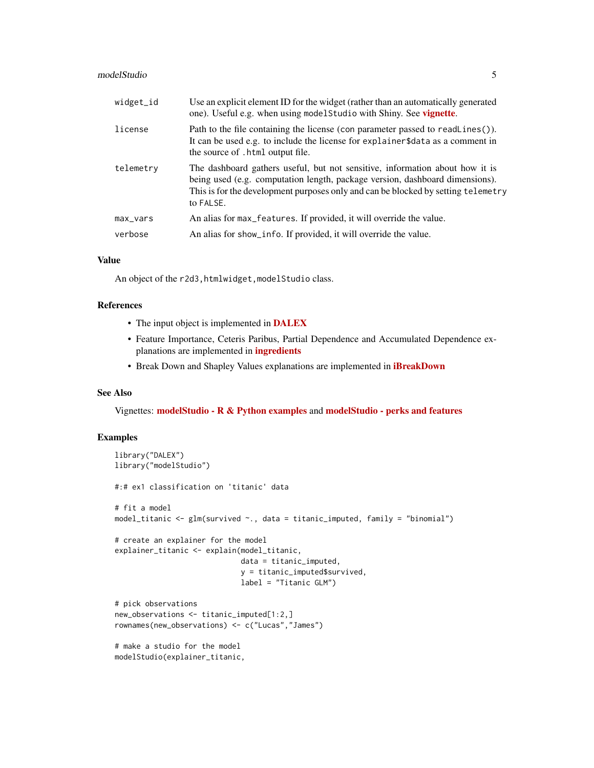| | |
|---|---|
| widget_id | Use an explicit element ID for the widget (rather than an automatically generated one). Useful e.g. when using modelStudio with Shiny. See **vignette**. |
| license | Path to the file containing the license (con parameter passed to readLines()). It can be used e.g. to include the license for explainer$data as a comment in the source of .html output file. |
| telemetry | The dashboard gathers useful, but not sensitive, information about how it is being used (e.g. computation length, package version, dashboard dimensions). This is for the development purposes only and can be blocked by setting telemetry to FALSE. |
| max_vars | An alias for max_features. If provided, it will override the value. |
| verbose | An alias for show_info. If provided, it will override the value. |

## Value

An object of the r2d3,htmlwidget,modelStudio class.

## References

- The input object is implemented in **DALEX**
- Feature Importance, Ceteris Paribus, Partial Dependence and Accumulated Dependence explanations are implemented in **ingredients**
- Break Down and Shapley Values explanations are implemented in **iBreakDown**

## See Also

Vignettes: **modelStudio - R & Python examples** and **modelStudio - perks and features**

## Examples

```
library("DALEX")
library("modelStudio")

#:# ex1 classification on 'titanic' data

# fit a model
model_titanic <- glm(survived ~., data = titanic_imputed, family = "binomial")

# create an explainer for the model
explainer_titanic <- explain(model_titanic,
                             data = titanic_imputed,
                             y = titanic_imputed$survived,
                             label = "Titanic GLM")

# pick observations
new_observations <- titanic_imputed[1:2,]
rownames(new_observations) <- c("Lucas","James")

# make a studio for the model
modelStudio(explainer_titanic,
```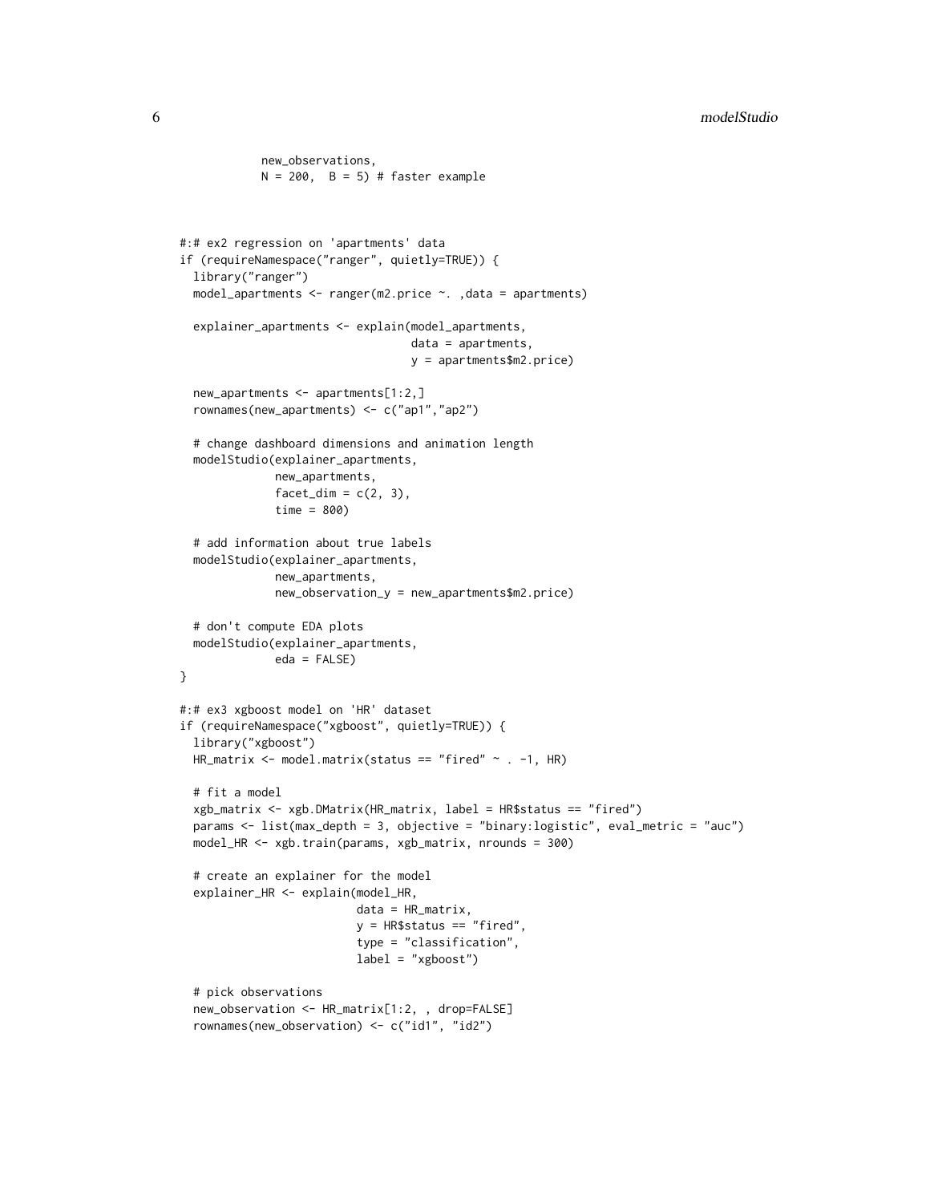```
            new_observations,
            N = 200,  B = 5) # faster example



#:# ex2 regression on 'apartments' data
if (requireNamespace("ranger", quietly=TRUE)) {
  library("ranger")
  model_apartments <- ranger(m2.price ~. ,data = apartments)

  explainer_apartments <- explain(model_apartments,
                                  data = apartments,
                                  y = apartments$m2.price)

  new_apartments <- apartments[1:2,]
  rownames(new_apartments) <- c("ap1","ap2")

  # change dashboard dimensions and animation length
  modelStudio(explainer_apartments,
              new_apartments,
              facet_dim = c(2, 3),
              time = 800)

  # add information about true labels
  modelStudio(explainer_apartments,
              new_apartments,
              new_observation_y = new_apartments$m2.price)

  # don't compute EDA plots
  modelStudio(explainer_apartments,
              eda = FALSE)
}

#:# ex3 xgboost model on 'HR' dataset
if (requireNamespace("xgboost", quietly=TRUE)) {
  library("xgboost")
  HR_matrix <- model.matrix(status == "fired" ~ . -1, HR)

  # fit a model
  xgb_matrix <- xgb.DMatrix(HR_matrix, label = HR$status == "fired")
  params <- list(max_depth = 3, objective = "binary:logistic", eval_metric = "auc")
  model_HR <- xgb.train(params, xgb_matrix, nrounds = 300)

  # create an explainer for the model
  explainer_HR <- explain(model_HR,
                          data = HR_matrix,
                          y = HR$status == "fired",
                          type = "classification",
                          label = "xgboost")

  # pick observations
  new_observation <- HR_matrix[1:2, , drop=FALSE]
  rownames(new_observation) <- c("id1", "id2")
```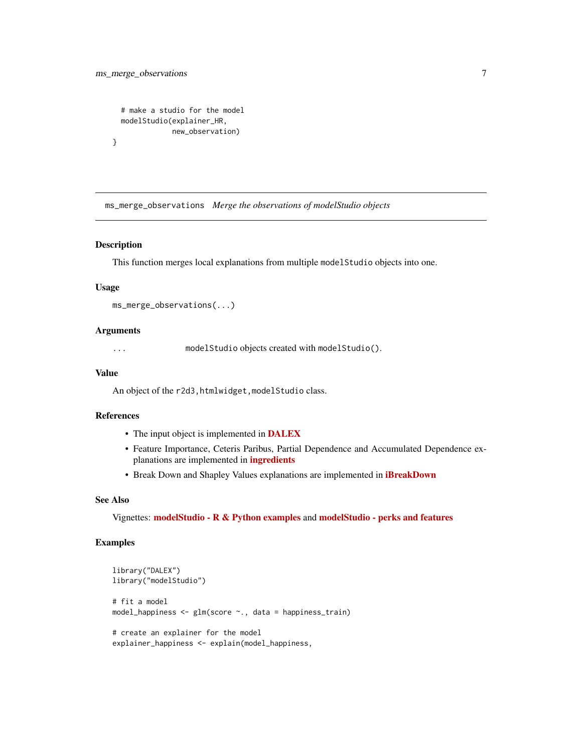```
  # make a studio for the model
  modelStudio(explainer_HR,
              new_observation)
}
```

---

`ms_merge_observations` *Merge the observations of modelStudio objects*

---

## Description

This function merges local explanations from multiple `modelStudio` objects into one.

## Usage

```
ms_merge_observations(...)
```

## Arguments

| | |
|---|---|
| `...` | `modelStudio` objects created with `modelStudio()`. |

## Value

An object of the `r2d3,htmlwidget,modelStudio` class.

## References

- The input object is implemented in **DALEX**
- Feature Importance, Ceteris Paribus, Partial Dependence and Accumulated Dependence explanations are implemented in **ingredients**
- Break Down and Shapley Values explanations are implemented in **iBreakDown**

## See Also

Vignettes: **modelStudio - R & Python examples** and **modelStudio - perks and features**

## Examples

```
library("DALEX")
library("modelStudio")

# fit a model
model_happiness <- glm(score ~., data = happiness_train)

# create an explainer for the model
explainer_happiness <- explain(model_happiness,
```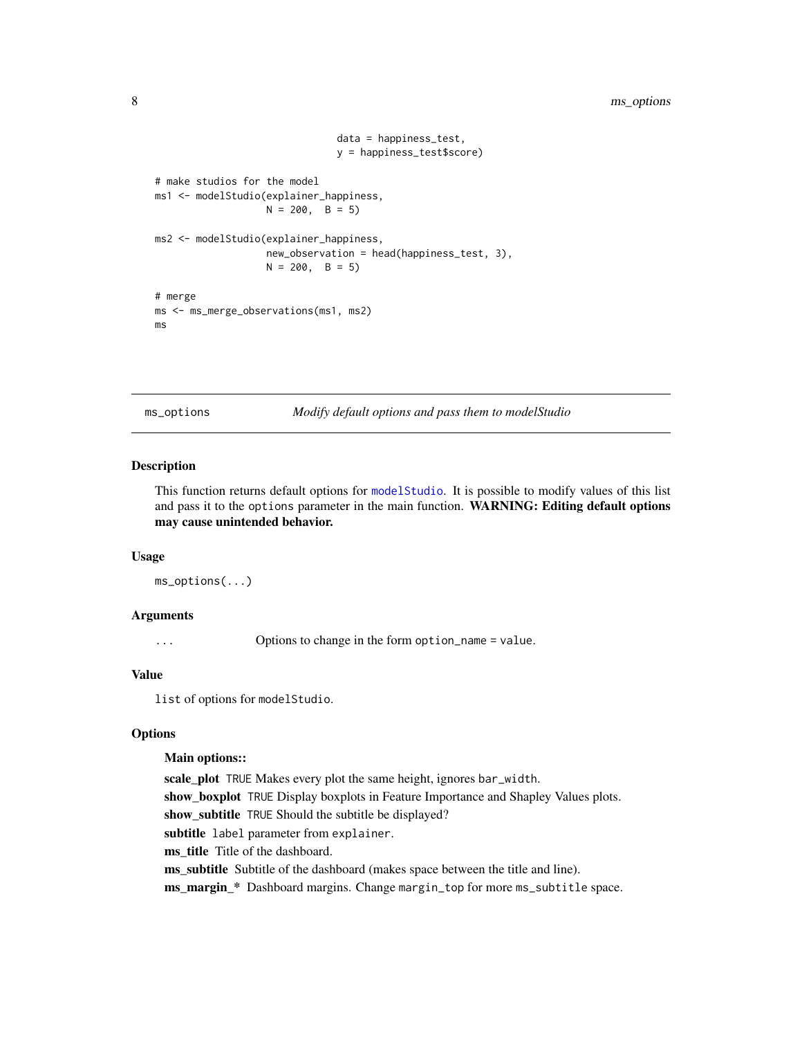```
                                data = happiness_test,
                                y = happiness_test$score)

# make studios for the model
ms1 <- modelStudio(explainer_happiness,
                   N = 200,  B = 5)

ms2 <- modelStudio(explainer_happiness,
                   new_observation = head(happiness_test, 3),
                   N = 200,  B = 5)

# merge
ms <- ms_merge_observations(ms1, ms2)
ms
```

---

## ms_options — *Modify default options and pass them to modelStudio*

### Description

This function returns default options for `modelStudio`. It is possible to modify values of this list and pass it to the `options` parameter in the main function. **WARNING: Editing default options may cause unintended behavior.**

### Usage

```
ms_options(...)
```

### Arguments

`...` Options to change in the form `option_name = value`.

### Value

`list` of options for `modelStudio`.

### Options

**Main options::**

**scale_plot** `TRUE` Makes every plot the same height, ignores `bar_width`.

**show_boxplot** `TRUE` Display boxplots in Feature Importance and Shapley Values plots.

**show_subtitle** `TRUE` Should the subtitle be displayed?

**subtitle** `label` parameter from `explainer`.

**ms_title** Title of the dashboard.

**ms_subtitle** Subtitle of the dashboard (makes space between the title and line).

**ms_margin_*** Dashboard margins. Change `margin_top` for more `ms_subtitle` space.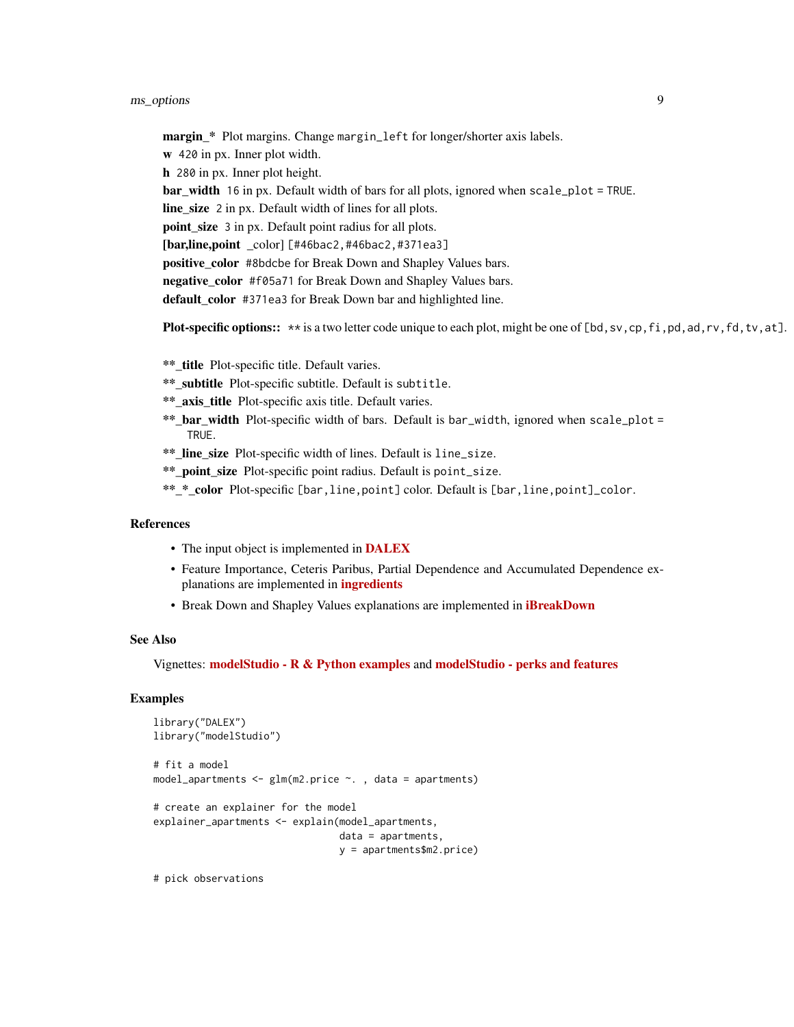**margin_*** Plot margins. Change `margin_left` for longer/shorter axis labels.

**w** `420` in px. Inner plot width.

**h** `280` in px. Inner plot height.

**bar_width** `16` in px. Default width of bars for all plots, ignored when `scale_plot = TRUE`.

**line_size** `2` in px. Default width of lines for all plots.

**point_size** `3` in px. Default point radius for all plots.

**[bar,line,point** _color] `[#46bac2,#46bac2,#371ea3]`

**positive_color** `#8bdcbe` for Break Down and Shapley Values bars.

**negative_color** `#f05a71` for Break Down and Shapley Values bars.

**default_color** `#371ea3` for Break Down bar and highlighted line.

**Plot-specific options::** `**` is a two letter code unique to each plot, might be one of `[bd,sv,cp,fi,pd,ad,rv,fd,tv,at]`.

**\*\*_title** Plot-specific title. Default varies.

**\*\*_subtitle** Plot-specific subtitle. Default is `subtitle`.

**\*\*_axis_title** Plot-specific axis title. Default varies.

**\*\*_bar_width** Plot-specific width of bars. Default is `bar_width`, ignored when `scale_plot = TRUE`.

**\*\*_line_size** Plot-specific width of lines. Default is `line_size`.

**\*\*_point_size** Plot-specific point radius. Default is `point_size`.

**\*\*_*_color** Plot-specific `[bar,line,point]` color. Default is `[bar,line,point]_color`.

## References

- The input object is implemented in **DALEX**
- Feature Importance, Ceteris Paribus, Partial Dependence and Accumulated Dependence explanations are implemented in **ingredients**
- Break Down and Shapley Values explanations are implemented in **iBreakDown**

## See Also

Vignettes: **modelStudio - R & Python examples** and **modelStudio - perks and features**

## Examples

```
library("DALEX")
library("modelStudio")

# fit a model
model_apartments <- glm(m2.price ~. , data = apartments)

# create an explainer for the model
explainer_apartments <- explain(model_apartments,
                                data = apartments,
                                y = apartments$m2.price)

# pick observations
```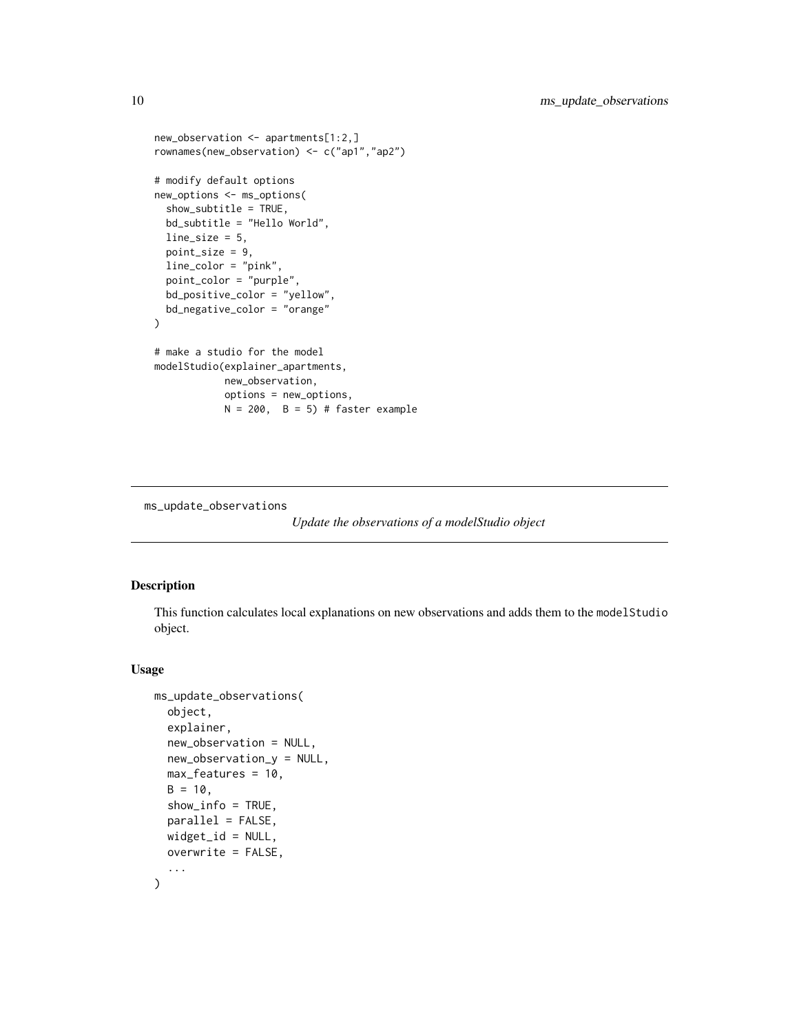```
new_observation <- apartments[1:2,]
rownames(new_observation) <- c("ap1","ap2")

# modify default options
new_options <- ms_options(
  show_subtitle = TRUE,
  bd_subtitle = "Hello World",
  line_size = 5,
  point_size = 9,
  line_color = "pink",
  point_color = "purple",
  bd_positive_color = "yellow",
  bd_negative_color = "orange"
)

# make a studio for the model
modelStudio(explainer_apartments,
            new_observation,
            options = new_options,
            N = 200,  B = 5) # faster example
```

---

## ms_update_observations

*Update the observations of a modelStudio object*

---

### Description

This function calculates local explanations on new observations and adds them to the `modelStudio` object.

### Usage

```
ms_update_observations(
  object,
  explainer,
  new_observation = NULL,
  new_observation_y = NULL,
  max_features = 10,
  B = 10,
  show_info = TRUE,
  parallel = FALSE,
  widget_id = NULL,
  overwrite = FALSE,
  ...
)
```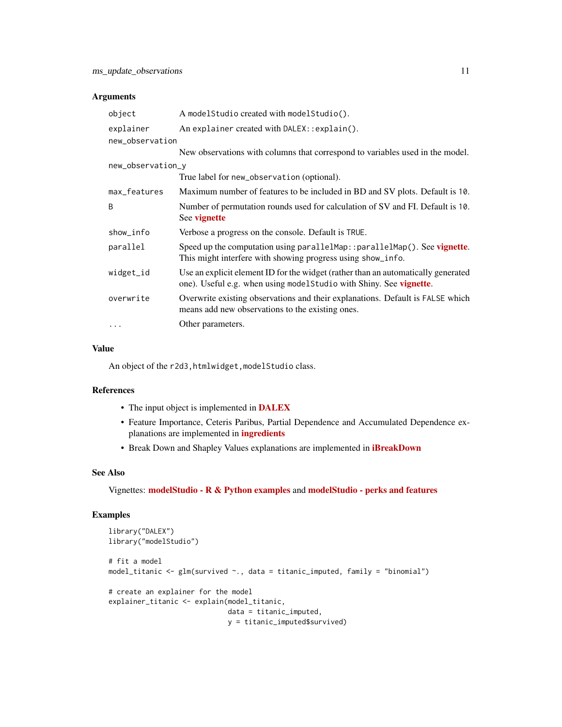### Arguments

| | |
|---|---|
| `object` | A `modelStudio` created with `modelStudio()`. |
| `explainer` | An `explainer` created with `DALEX::explain()`. |
| `new_observation` | New observations with columns that correspond to variables used in the model. |
| `new_observation_y` | True label for `new_observation` (optional). |
| `max_features` | Maximum number of features to be included in BD and SV plots. Default is `10`. |
| `B` | Number of permutation rounds used for calculation of SV and FI. Default is `10`. See **vignette** |
| `show_info` | Verbose a progress on the console. Default is `TRUE`. |
| `parallel` | Speed up the computation using `parallelMap::parallelMap()`. See **vignette**. This might interfere with showing progress using `show_info`. |
| `widget_id` | Use an explicit element ID for the widget (rather than an automatically generated one). Useful e.g. when using `modelStudio` with Shiny. See **vignette**. |
| `overwrite` | Overwrite existing observations and their explanations. Default is `FALSE` which means add new observations to the existing ones. |
| `...` | Other parameters. |

### Value

An object of the `r2d3,htmlwidget,modelStudio` class.

### References

- The input object is implemented in **DALEX**
- Feature Importance, Ceteris Paribus, Partial Dependence and Accumulated Dependence explanations are implemented in **ingredients**
- Break Down and Shapley Values explanations are implemented in **iBreakDown**

### See Also

Vignettes: **modelStudio - R & Python examples** and **modelStudio - perks and features**

### Examples

```
library("DALEX")
library("modelStudio")

# fit a model
model_titanic <- glm(survived ~., data = titanic_imputed, family = "binomial")

# create an explainer for the model
explainer_titanic <- explain(model_titanic,
                             data = titanic_imputed,
                             y = titanic_imputed$survived)
```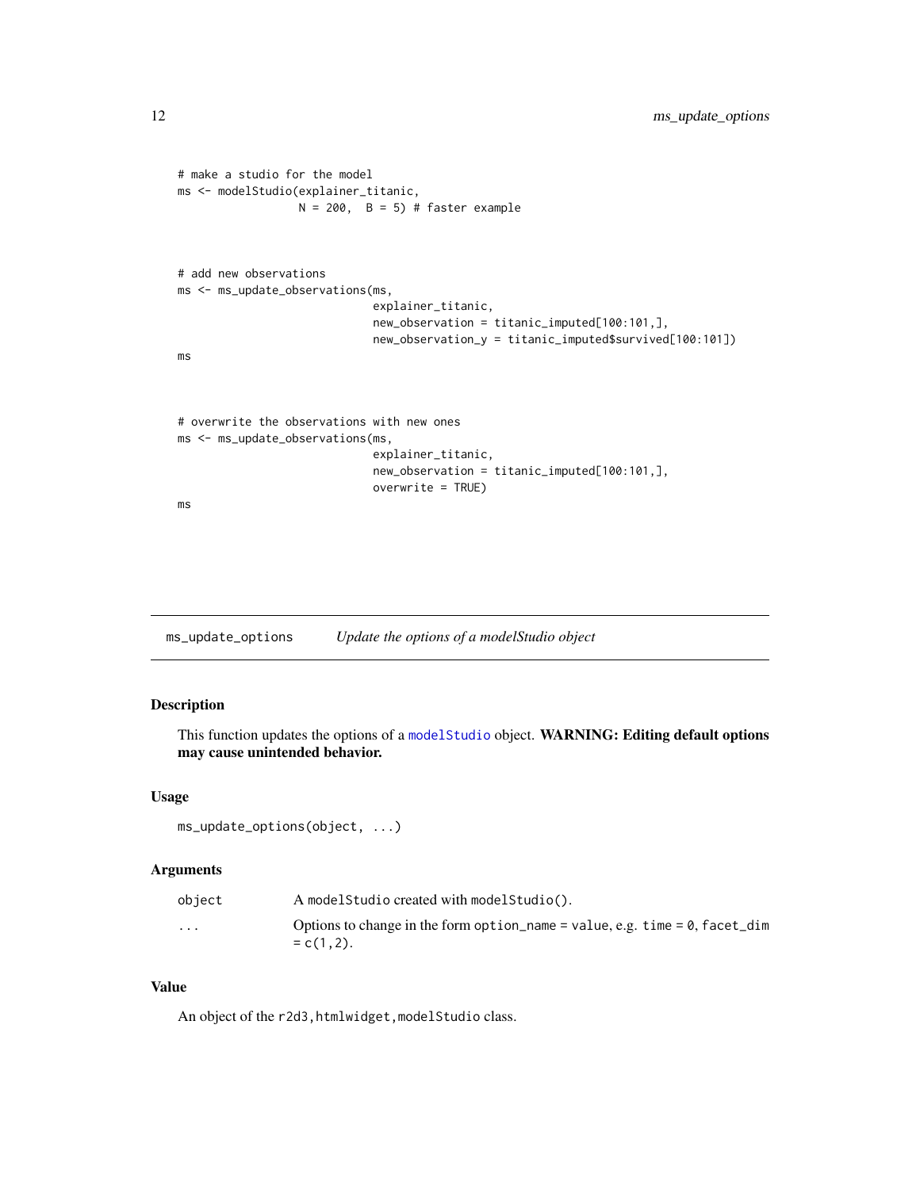```
# make a studio for the model
ms <- modelStudio(explainer_titanic,
                  N = 200,  B = 5) # faster example



# add new observations
ms <- ms_update_observations(ms,
                             explainer_titanic,
                             new_observation = titanic_imputed[100:101,],
                             new_observation_y = titanic_imputed$survived[100:101])
ms



# overwrite the observations with new ones
ms <- ms_update_observations(ms,
                             explainer_titanic,
                             new_observation = titanic_imputed[100:101,],
                             overwrite = TRUE)
ms
```

## ms_update_options — *Update the options of a modelStudio object*

### Description

This function updates the options of a `modelStudio` object. **WARNING: Editing default options may cause unintended behavior.**

### Usage

```
ms_update_options(object, ...)
```

### Arguments

| | |
|---|---|
| `object` | A `modelStudio` created with `modelStudio()`. |
| `...` | Options to change in the form `option_name = value`, e.g. `time = 0`, `facet_dim = c(1,2)`. |

### Value

An object of the `r2d3, htmlwidget, modelStudio` class.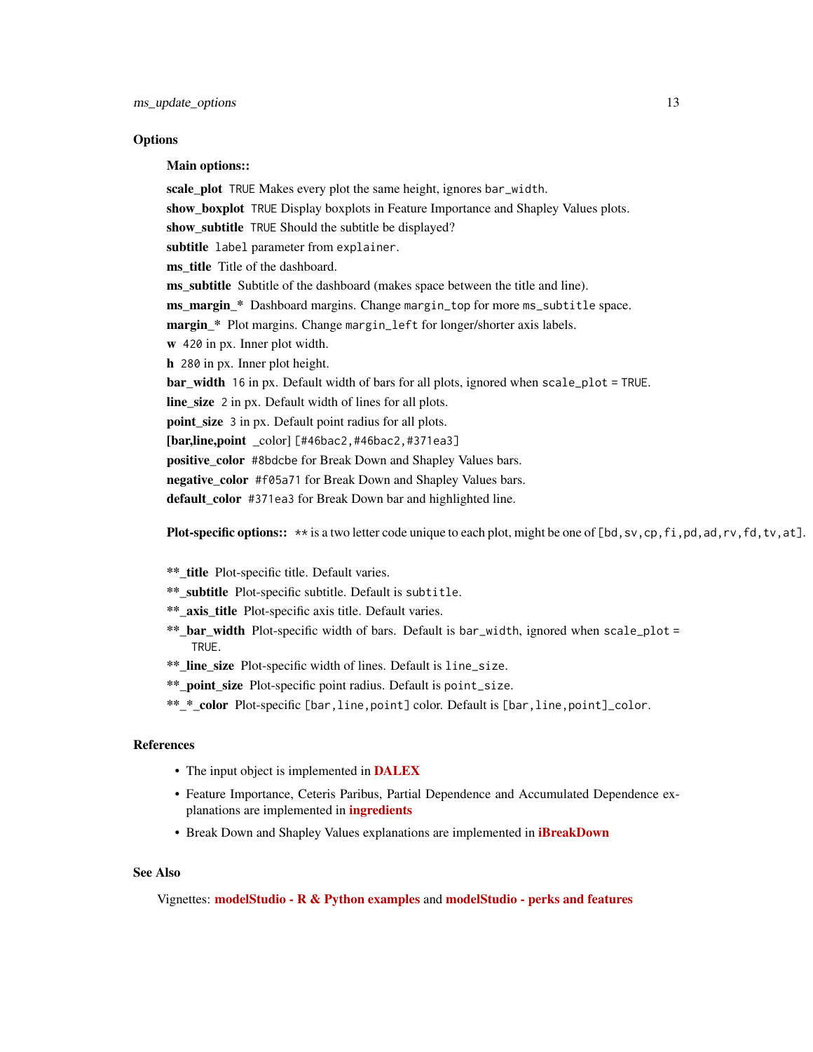## Options

**Main options::**

**scale_plot** `TRUE` Makes every plot the same height, ignores `bar_width`.

**show_boxplot** `TRUE` Display boxplots in Feature Importance and Shapley Values plots.

**show_subtitle** `TRUE` Should the subtitle be displayed?

**subtitle** `label` parameter from `explainer`.

**ms_title** Title of the dashboard.

**ms_subtitle** Subtitle of the dashboard (makes space between the title and line).

**ms_margin_*** Dashboard margins. Change `margin_top` for more `ms_subtitle` space.

**margin_*** Plot margins. Change `margin_left` for longer/shorter axis labels.

**w** `420` in px. Inner plot width.

**h** `280` in px. Inner plot height.

**bar_width** `16` in px. Default width of bars for all plots, ignored when `scale_plot = TRUE`.

**line_size** `2` in px. Default width of lines for all plots.

**point_size** `3` in px. Default point radius for all plots.

**[bar,line,point** _color] `[#46bac2,#46bac2,#371ea3]`

**positive_color** `#8bdcbe` for Break Down and Shapley Values bars.

**negative_color** `#f05a71` for Break Down and Shapley Values bars.

**default_color** `#371ea3` for Break Down bar and highlighted line.

**Plot-specific options::** `**` is a two letter code unique to each plot, might be one of `[bd,sv,cp,fi,pd,ad,rv,fd,tv,at]`.

**\*\*_title** Plot-specific title. Default varies.

**\*\*_subtitle** Plot-specific subtitle. Default is `subtitle`.

**\*\*_axis_title** Plot-specific axis title. Default varies.

**\*\*_bar_width** Plot-specific width of bars. Default is `bar_width`, ignored when `scale_plot = TRUE`.

**\*\*_line_size** Plot-specific width of lines. Default is `line_size`.

**\*\*_point_size** Plot-specific point radius. Default is `point_size`.

**\*\*_*_color** Plot-specific `[bar,line,point]` color. Default is `[bar,line,point]_color`.

## References

- The input object is implemented in **DALEX**
- Feature Importance, Ceteris Paribus, Partial Dependence and Accumulated Dependence explanations are implemented in **ingredients**
- Break Down and Shapley Values explanations are implemented in **iBreakDown**

## See Also

Vignettes: **modelStudio - R & Python examples** and **modelStudio - perks and features**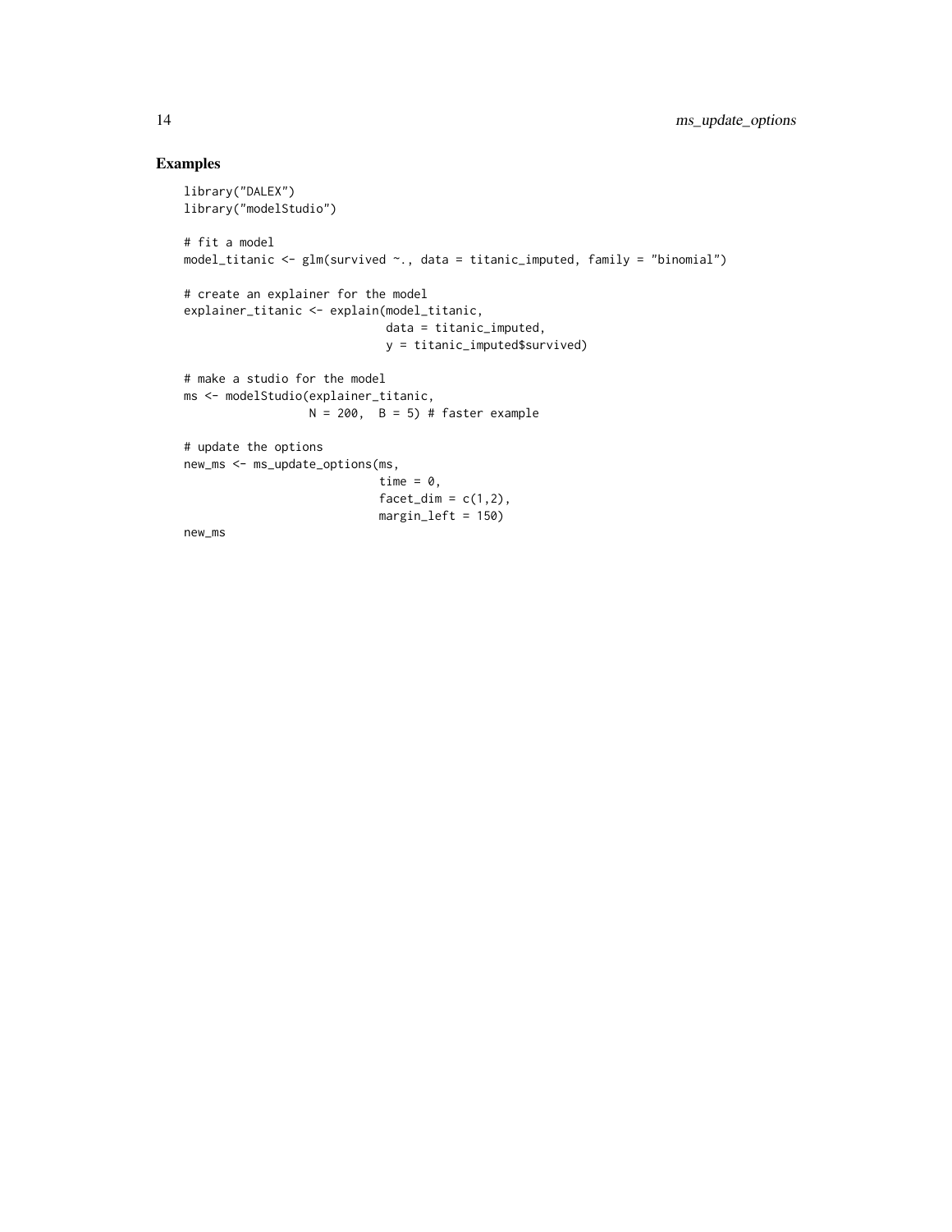## Examples

```
library("DALEX")
library("modelStudio")

# fit a model
model_titanic <- glm(survived ~., data = titanic_imputed, family = "binomial")

# create an explainer for the model
explainer_titanic <- explain(model_titanic,
                             data = titanic_imputed,
                             y = titanic_imputed$survived)

# make a studio for the model
ms <- modelStudio(explainer_titanic,
                  N = 200,  B = 5) # faster example

# update the options
new_ms <- ms_update_options(ms,
                            time = 0,
                            facet_dim = c(1,2),
                            margin_left = 150)
new_ms
```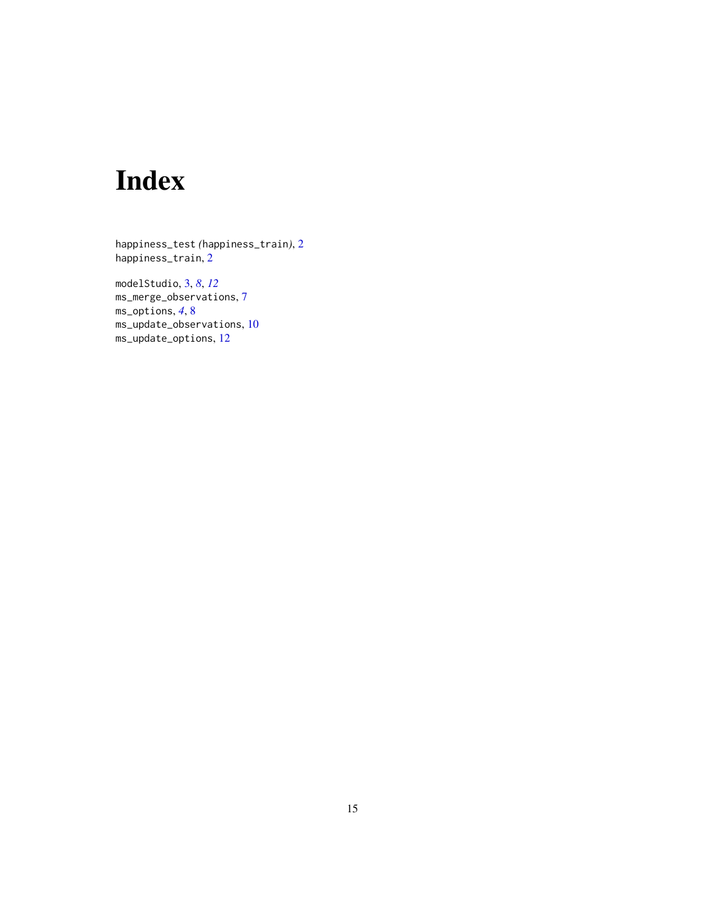# Index

happiness_test (happiness_train), 2
happiness_train, 2

modelStudio, 3, *8*, *12*
ms_merge_observations, 7
ms_options, *4*, 8
ms_update_observations, 10
ms_update_options, 12